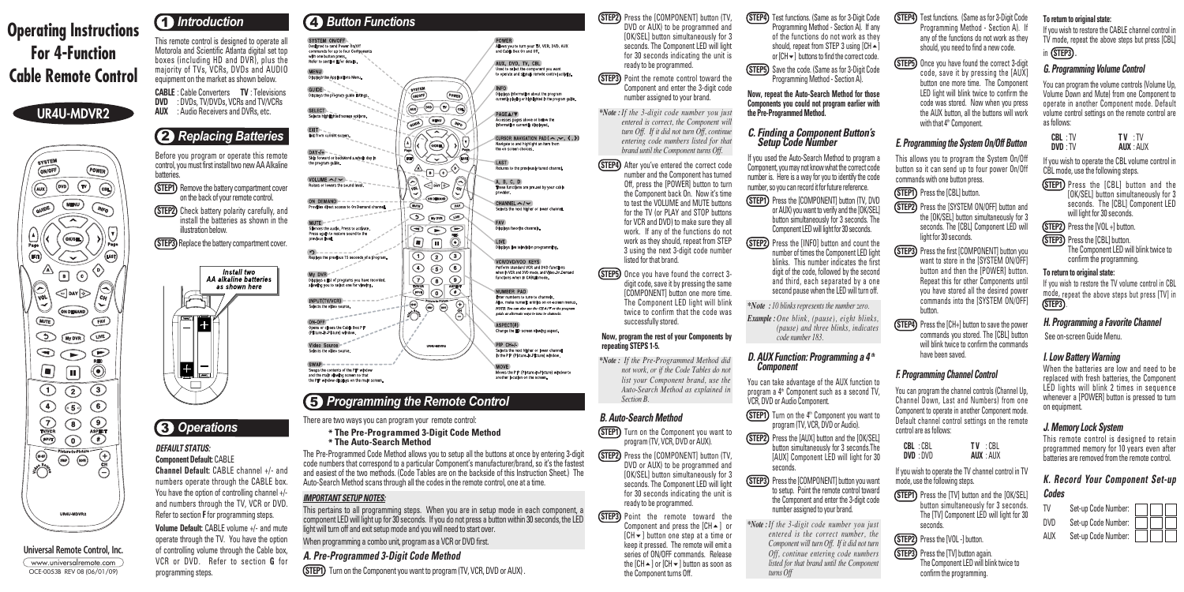# Operating Instructions For 4-Function Cable Remote Control

## UR4U-MDVR2

**Universal Remote Control, Inc.**

www.universalremote.com
OCE-0053B REV 08 (06/01/09)

## 1 Introduction

This remote control is designed to operate all Motorola and Scientific Atlanta digital set top boxes (including HD and DVR), plus the majority of TVs, VCRs, DVDs and AUDIO equipment on the market as shown below.

**CABLE** : Cable Converters **TV** : Televisions
**DVD** : DVDs, TV/DVDs, VCRs and TV/VCRs
**AUX** : Audio Receivers and DVRs, etc.

## 2 Replacing Batteries

Before you program or operate this remote control, you must first install two new AA Alkaline batteries.

**STEP1** Remove the battery compartment cover on the back of your remote control.

**STEP2** Check battery polarity carefully, and install the batteries as shown in the illustration below.

**STEP3** Replace the battery compartment cover.

*Install two AA alkaline batteries as shown here*

## 3 Operations

***DEFAULT STATUS:***

**Component Default:** CABLE

**Channel Default:** CABLE channel +/- and numbers operate through the CABLE box. You have the option of controlling channel +/- and numbers through the TV, VCR or DVD. Refer to section **F** for programming steps.

**Volume Default:** CABLE volume +/- and mute operate through the TV. You have the option of controlling volume through the Cable box, VCR or DVD. Refer to section **G** for programming steps.

## 4 Button Functions

**SYSTEM ON/OFF:** Designed to send Power On/Off commands for up to four Components with one button press. Refer to section **E** for details.

**MENU:** Displays the Applications Menu.

**GUIDE:** Displays the program guide listings.

**SELECT:** Selects highlighted screen options.

**EXIT:** Exit from current screen.

**DAY+/-:** Skip forward or backward a whole day in the program guide.

**VOLUME ▲/▼:** Raises or lowers the sound level.

**ON DEMAND:** Provides direct access to On Demand channel.

**MUTE:** Silences the audio. Press to activate. Press again to restore sound to the previous level.

**↺:** Replays the previous 15 seconds of a program.

**My DVR:** Displays a list of programs you have recorded, allowing you to select one for viewing.

**INPUT(TV/VCR):** Selects the video source.

**ON-OFF:** Opens or closes the Cable Box PIP (Picture-In-Picture) window.

**Video Source:** Selects the video source.

**SWAP:** Swaps the contents of the PIP window and the main viewing screen so that the PIP window displays on the main screen.

**POWER:** Allows you to turn your TV, VCR, DVD, AUX and Cable Box On and Off.

**AUX, DVD, TV, CBL:** Used to select the component you want to operate and signals remote control activity.

**INFO:** Displays information about the program currently playing or highlighted in the program guide.

**PAGE▲/▼:** Accesses pages above or below the information currently displayed.

**CURSOR NAVIGATION PAD (▲, ▼, ◄, ►):** Navigate to and highlight an item from the on-screen choices.

**LAST:** Returns to the previously tuned channel.

**A, B, C, D:** These functions are provided by your cable provider.

**CHANNEL ▲/▼:** Selects the next higher or lower channel.

**FAV:** Displays favorite channels.

**LIVE:** Displays live television programming.

**VCR/DVD/DVD KEYS:** Perform standard VCR and DVD functions when in VCR and DVD mode, and Video-On-Demand functions when in CABLE mode.

**NUMBER PAD:** Enter numbers to tune to channels. Also, make number entries on on-screen menus. *NOTE: You can also use the CHANNEL▲/▼ on the program guide as an alternate way to tune to channels.*

**ASPECT(#):** Change the HD screen viewing aspect.

**PIP CH+/-:** Selects the next higher or lower channel in the PIP (Picture-In-Picture) window.

**MOVE:** Moves the PIP (Picture-In-Picture) window to another location on the screen.

## 5 Programming the Remote Control

There are two ways you can program your remote control:

- **The Pre-Programmed 3-Digit Code Method**
- **The Auto-Search Method**

The Pre-Programmed Code Method allows you to setup all the buttons at once by entering 3-digit code numbers that correspond to a particular Component's manufacturer/brand, so it's the fastest and easiest of the two methods. (Code Tables are on the backside of this Instruction Sheet.) The Auto-Search Method scans through all the codes in the remote control, one at a time.

***IMPORTANT SETUP NOTES:***

This pertains to all programming steps. When you are in setup mode in each component, a component LED will light up for 30 seconds. If you do not press a button within 30 seconds, the LED light will turn off and exit setup mode and you will need to start over.

When programming a combo unit, program as a VCR or DVD first.

### A. Pre-Programmed 3-Digit Code Method

**STEP1** Turn on the Component you want to program (TV, VCR, DVD or AUX).

**STEP2** Press the [COMPONENT] button (TV, DVD or AUX) to be programmed and [OK/SEL] button simultaneously for 3 seconds. The Component LED will light for 30 seconds indicating the unit is ready to be programmed.

**STEP3** Point the remote control toward the Component and enter the 3-digit code number assigned to your brand.

**Note :** *If the 3-digit code number you just entered is correct, the Component will turn Off. If it did not turn Off, continue entering code numbers listed for that brand until the Component turns Off.*

**STEP4** After you've entered the correct code number and the Component has turned Off, press the [POWER] button to turn the Component back On. Now it's time to test the VOLUME and MUTE buttons for the TV (or PLAY and STOP buttons for VCR and DVD) to make sure they all work. If any of the functions do not work as they should, repeat from STEP 3 using the next 3-digit code number listed for that brand.

**STEP5** Once you have found the correct 3-digit code, save it by pressing the same [COMPONENT] button one more time. The Component LED light will blink twice to confirm that the code was successfully stored.

**Now, program the rest of your Components by repeating STEPS 1-5.**

**Note :** *If the Pre-Programmed Method did not work, or if the Code Tables do not list your Component brand, use the Auto-Search Method as explained in Section B.*

### B. Auto-Search Method

**STEP1** Turn on the Component you want to program (TV, VCR, DVD or AUX).

**STEP2** Press the [COMPONENT] button (TV, DVD or AUX) to be programmed and [OK/SEL] button simultaneously for 3 seconds. The Component LED will light for 30 seconds indicating the unit is ready to be programmed.

**STEP3** Point the remote toward the Component and press the [CH▲] or [CH▼] button one step at a time or keep it pressed. The remote will emit a series of ON/OFF commands. Release the [CH▲] or [CH▼] button as soon as the Component turns Off.

**STEP4** Test functions. (Same as for 3-Digit Code Programming Method - Section A). If any of the functions do not work as they should, repeat from STEP 3 using [CH▲] or [CH▼] buttons to find the correct code.

**STEP5** Save the code. (Same as for 3-Digit Code Programming Method - Section A).

**Now, repeat the Auto-Search Method for those Components you could not program earlier with the Pre-Programmed Method.**

### C. Finding a Component Button's Setup Code Number

If you used the Auto-Search Method to program a Component, you may not know what the correct code number is. Here is a way for you to identify the code number, so you can record it for future reference.

**STEP1** Press the [COMPONENT] button (TV, DVD or AUX) you want to verify and the [OK/SEL] button simultaneously for 3 seconds. The Component LED will light for 30 seconds.

**STEP2** Press the [INFO] button and count the number of times the Component LED light blinks. This number indicates the first digit of the code, followed by the second and third, each separated by a one second pause when the LED will turn off.

**Note :** *10 blinks represents the number zero.*

**Example :** *One blink, (pause), eight blinks, (pause) and three blinks, indicates code number 183.*

### D. AUX Function: Programming a 4th Component

You can take advantage of the AUX function to program a 4th Component such as a second TV, VCR, DVD or Audio Component.

**STEP1** Turn on the 4th Component you want to program (TV, VCR, DVD or Audio).

**STEP2** Press the [AUX] button and the [OK/SEL] button simultaneously for 3 seconds. The [AUX] Component LED will light for 30 seconds.

**STEP3** Press the [COMPONENT] button you want to setup. Point the remote control toward the Component and enter the 3-digit code number assigned to your brand.

**Note :** *If the 3-digit code number you just entered is the correct number, the Component will turn Off. If it did not turn Off, continue entering code numbers listed for that brand until the Component turns Off*

**STEP4** Test functions. (Same as for 3-Digit Code Programming Method - Section A). If any of the functions do not work as they should, you need to find a new code.

**STEP5** Once you have found the correct 3-digit code, save it by pressing the [AUX] button one more time. The Component LED light will blink twice to confirm the code was stored. Now when you press the AUX button, all the buttons will work with that 4th Component.

### E. Programming the System On/Off Button

This allows you to program the System On/Off button so it can send up to four power On/Off commands with one button press.

**STEP1** Press the [CBL] button.

**STEP2** Press the [SYSTEM ON/OFF] button and the [OK/SEL] button simultaneously for 3 seconds. The [CBL] Component LED will light for 30 seconds.

**STEP3** Press the first [COMPONENT] button you want to store in the [SYSTEM ON/OFF] button and then the [POWER] button. Repeat this for other Components until you have stored all the desired power commands into the [SYSTEM ON/OFF] button.

**STEP4** Press the [CH+] button to save the power commands you stored. The [CBL] button will blink twice to confirm the commands have been saved.

### F. Programming Channel Control

You can program the channel controls (Channel Up, Channel Down, Last and Numbers) from one Component to operate in another Component mode. Default channel control settings on the remote control are as follows:

**CBL** : CBL **TV** : CBL
**DVD** : DVD **AUX** : AUX

If you wish to operate the TV channel control in TV mode, use the following steps.

**STEP1** Press the [TV] button and the [OK/SEL] button simultaneously for 3 seconds. The [TV] Component LED will light for 30 seconds.

**STEP2** Press the [VOL -] button.

**STEP3** Press the [TV] button again. The Component LED will blink twice to confirm the programming.

**To return to original state:**

If you wish to restore the CABLE channel control in TV mode, repeat the above steps but press [CBL] in **STEP3**.

### G. Programming Volume Control

You can program the volume controls (Volume Up, Volume Down and Mute) from one Component to operate in another Component mode. Default volume control settings on the remote control are as follows:

**CBL** : TV **TV** : TV
**DVD** : TV **AUX** : AUX

If you wish to operate the CBL volume control in CBL mode, use the following steps.

**STEP1** Press the [CBL] button and the [OK/SEL] button simultaneously for 3 seconds. The [CBL] Component LED will light for 30 seconds.

**STEP2** Press the [VOL +] button.

**STEP3** Press the [CBL] button. The Component LED will blink twice to confirm the programming.

**To return to original state:**

If you wish to restore the TV volume control in CBL mode, repeat the above steps but press [TV] in **STEP3**.

### H. Programming a Favorite Channel

See on-screen Guide Menu.

### I. Low Battery Warning

When the batteries are low and need to be replaced with fresh batteries, the Component LED lights will blink 2 times in sequence whenever a [POWER] button is pressed to turn on equipment.

### J. Memory Lock System

This remote control is designed to retain programmed memory for 10 years even after batteries are removed from the remote control.

### K. Record Your Component Set-up Codes

| Component | Set-up Code Number |
|---|---|
| TV | |
| DVD | |
| AUX | |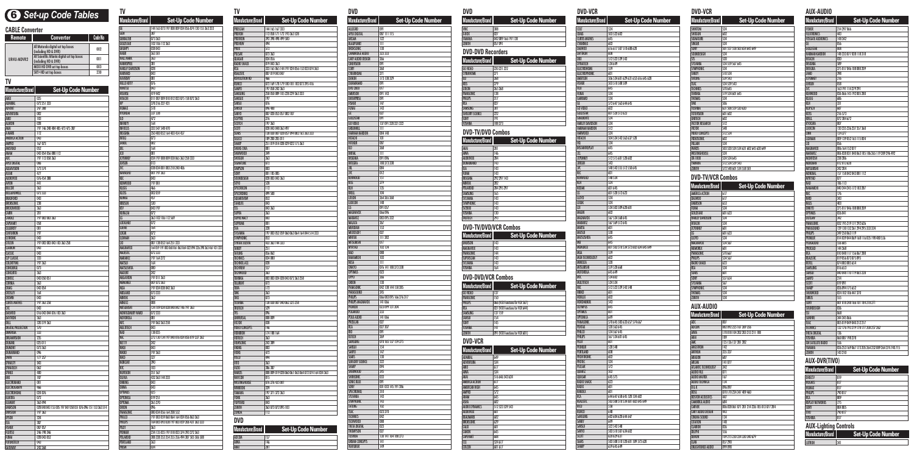# 6 Set-up Code Tables

## CABLE Converter

| Remote | Converter | Code No |
|---|---|---|
| URC-MDVR2 | All Motorola digital set top boxes (including HD & DVR) | 002 |
| | All Scientific Atlantic digital set top boxes (including HD & DVR) | 001 |
| | MOXI HD DVR set top boxes | 003 |
| | SKY+HD set top boxes | 230 |

## TV

| Manufacturer/Brand | Set-Up Code Number |
|---|---|
| ABEX | 035 |
| ADMIRAL | 072 251 333 |
| ADVENT | 247 288 |
| ADVENTURA | 003 |
| AIKO | 183 |
| ALLERON | 028 |
| AKAI | 197 146 248 404 405 472 475 387 |
| AMARK | 112 |
| AMERICA ACTION | 043 |
| AMPRO | 167 073 |
| AMSTRAD | 052 |
| ANAM | 043 054 056 080 112 |
| AOC | 197 112 058 363 |
| APEX DIGITAL | 086 |
| ASIANVISION | 073 324 |
| ASTAR | 427 |
| AUDIOVOX | 076 454 288 |
| AXION | 441 |
| BELCOR | 363 |
| BELL&HOWELL | 072 333 |
| BRADFORD | 043 |
| BROKSONIC | 238 |
| BROOKWOOD | 363 |
| CAIRN | 281 |
| CANDLE | 197 002 003 363 |
| CAPEHART | 058 |
| CELEBRITY | 001 |
| CENTURION | 197 |
| CETRONIC | 043 |
| CITIZEN | 197 003 043 103 363 258 |
| CLARION | 043 |
| CLASSIC | 043 |
| CLP CLASSIC | 333 |
| COLORTYME | 197 363 |
| CONCERTO | 075 |
| CONCIERGE | 363 |
| CONTEC | 043 050 051 |
| CORNEA | 363 |
| CRAIG | 043 054 |
| CROSLEY | 164 |
| CROWN | 043 |
| CURTIS MATHES | 197 286 258 |
| CXC | 043 |
| DAEWOO | 016 043 044 076 103 363 |
| DAYTRON | 363 |
| DELL | 320 319 363 |
| DIGITAL PROJECTION | 547 |
| DIMENSIA | 333 |
| DREAMVISION | 235 |
| DUMONT | 073 363 |
| DURABRAND | 043 090 |
| DWIN | 177 257 |
| DYNASTY | 043 |
| DYNATECH | 062 |
| EIZEN | 088 |
| ELEC | 187 |
| ELECTROBAND | 001 |
| ELECTROGRAPH | 466 |
| ELECTROHOME | 024 076 |
| ELEKTRA | 072 |
| ELEMENT | 363 494 |
| EMERSON | 028 048 043 155 005 197 058 051 076 096 151 153 363 314 |
| ENVISION | 197 363 |
| EPSON | 324 |
| ERA | 387 |
| FISHER | 007 057 |
| FUJITSU | 246 198 346 |
| FUNAI | 028 043 052 |
| FUTURETECH | 043 |
| GATEWAY | 242 268 |
| GE | 144 163 073 197 008 009 034 056 074 130 155 363 333 |
| GEM | 001 |
| GIBRALTER | 073 363 |
| GOLDSTAR | 102 106 112 363 |
| GRUNPY | 028 043 |
| HAIER | 363 501 |
| HALL MARK | 363 |
| HANNSPREE | 381 |
| HARLEY DAVIDSON | 028 |
| HARVARD | 043 073 |
| HAVERMY | 381 |
| HELLO KITTY | 076 |
| HIMITSU | 043 |
| HISENSE | 419 402 |
| HITACHI | 011 007 009 010 012 032 073 158 072 363 |
| HP | 378 316 337 431 |
| HUMAX | 518 |
| HYUNDAI | 337 338 |
| ILO | 472 |
| INFINITY | 164 |
| INFOCUS | 223 347 348 470 |
| INSIGNIA | 250 403 052 164 403 454 457 |
| INTEQ | 073 |
| JANEIL | 002 |
| JBL | 164 |
| JCB | 001 |
| JCPENNY | 034 197 008 009 030 056 363 258 333 |
| JENSEN | 013 |
| JVC | 038 034 003 083 270 290 456 |
| KAWASHO | 001 197 363 |
| KEC | 043 |
| KENWOOD | 197 001 |
| KLEGG | 466 |
| KLOSS | 002 059 |
| KONKA | 457 |
| KREISEN | 320 |
| KTV | 043 197 |
| KURAZAI | 001 |
| LG | 363 102 106 112 569 |
| LODGENET | 072 |
| LOEWE | 164 |
| LOGIK | 072 |
| LUXMAN | 363 |
| LXI | 007 130 032 164 251 333 |
| MAGNAVOX | 164 059 197 003 008 061 022 094 335 290 363 467 431 333 |
| MAJESTIC | 072 333 |
| MARANTZ | 197 164 272 |
| MATSUI | 164 |
| MATSUSHITA | 080 |
| MAXENT | 247 |
| MEGATRON | 197 011 363 |
| MEMOREX | 003 072 363 |
| MGA | 197 034 028 042 363 |
| MIDLAND | 073 333 |
| MINTEK | 363 |
| MINUTZ | 008 |
| MITSUBISHI | 124 019 034 028 040 042 146 197 363 |
| MONIVISION | 072 333 |
| MOTOROLA | 081 |
| MTC | 197 062 363 258 |
| MULTITECH | 043 |
| NAD | 130 025 |
| NEC | 037 038 124 197 040 036 034 036 079 227 262 |
| NETTV | 242 |
| NIKEI | 043 |
| NIKKO | 197 363 |
| NIKO | 137 |
| NOBLEX | 393 |
| NTC | 103 |
| NORCENT | 351 567 |
| OLEVIA | 432 363 144 233 |
| ONKING | 043 |
| ONWA | 043 |
| OPTIMUS | 035 |
| OPTONICA | 019 251 |
| OPTOMA | 263 270 |
| ORION | 096 |
| PANASONIC | 080 034 056 164 208 556 |
| PHILCO | 197 003 059 061 164 034 056 363 |
| PHILIPS | 164 003 059 008 197 003 059 260 431 363 333 |
| PILOT | 363 |
| PIONEER | 234 130 025 197 018 033 374 393 373 363 |
| POLAROID | 388 338 333 354 355 356 394 387 505 506 508 |
| PORTLAND | 363 |
| PRISM | 034 |
| PROSCAN | 144 163 167 333 |
| PROTON | 113 058 171 172 193 363 538 |
| PROVIEW | 392 398 498 499 500 |
| PROVIEW | 094 |
| PRIMA | 572 |
| PULSAR | 073 363 |
| QUASAR | 034 056 |
| RADIOSHACK | 019 043 363 |
| RCA | 333 163 063 144 197 034 056 132 008 074 363 |
| REALISTIC | 007 019 043 047 |
| REPLICATION HD | 466 |
| RUNCO | 037 169 178 179 180 181 182 073 395 416 |
| SAMPO | 197 058 243 363 |
| SAMSUNG | 250 056 089 183 239 239 363 333 |
| SANSUI | 076 |
| SANYO | 007 020 053 057 002 187 |
| SCEPTRE | 376 |
| SCOTCH | 197 363 |
| SCOTT | 028 043 048 363 197 |
| SEARS | 128 030 007 020 057 094 082 197 163 363 333 |
| SELECO | 189 280 281 331 |
| SHARP | 251 019 014 028 029 022 173 363 |
| SHEN YING | 424 |
| SHERWOOD | 001 |
| SHOGUN | 363 |
| SIGNATURE | 072 |
| SIMPSON | 003 |
| SONY | 001 138 305 |
| SOUNDDESIGN | 028 003 043 363 |
| SOYO | 528 |
| SPECTRICON | 112 |
| SPECTROLINK | 499 500 |
| SQUAREVIEW | 052 |
| STARLITE | 043 |
| SSS | 043 363 |
| SUPRA | 363 |
| SUPREMACY | 002 |
| SUPREME | 001 |
| SVA | 328 |
| SYLVANIA | 197 003 052 059 061 063 061 064 164 034 |
| SYMPHONIC | 052 |
| SYNTAX OLEVIA | 432 363 144 333 |
| TANDY | 251 |
| TATUNG | 056 062 |
| TECHNICS | 034 080 |
| TECHNOL ACE | 328 |
| TECHVIEW | 557 |
| TECHWOOD | 363 |
| TEKNIKA | 003 002 034 028 043 072 363 259 |
| TELEFUNKEN | 072 |
| TERA | 172 |
| TMK | 363 |
| TNCI | 373 |
| TOSHIBA | 138 030 007 048 063 235 256 |
| TOTEVISION | 363 |
| TRUTECH | 539 |
| UNIVERSAL | 008 009 |
| VICTOR | 038 |
| VIDEO CONCEPTS | 146 |
| VIDIKRON | 174 188 164 |
| VIDTECH | 363 |
| VIEWSONIC | 242 389 |
| VIKING | 002 |
| VIORE | 472 |
| VISCO | 494 |
| VIZIO | 363 |
| VPIX | 386 387 |
| WARDS | 008 009 019 028 063 061 063 064 072 074 164 034 363 |
| WAYCOM | 073 |
| WESTINGHOUSE | 376 378 432 381 |
| WINBOOK | 339 |
| YAMAHA | 197 371 372 363 |
| YORX | 363 |
| ZENITH | 363 |
| ZONDA | 112 |

## DVD

| Manufacturer/Brand | Set-Up Code Number |
|---|---|
| ADCOM | 157 |
| AIWA | 146 |
| AKAI | 281 |
| ALLEGRO | 091 |
| APEX DIGITAL | 082 111 115 |
| ARCAM | 122 |
| BLAUPUNKT | 111 |
| BROKSONIC | 172 |
| CAMBRIDGE AUDIO | 232 333 |
| CARY AUDIO DESIGN | 356 |
| CINEVISION | 091 |
| CURTIS | 257 |
| CYBERHOME | 271 |
| DENON | 172 138 329 |
| DURABRAND | 091 |
| DVD 2000 | 091 |
| EMERSON | 091 143 |
| ENTIVO | 091 |
| FISHER | 147 |
| FUNAI | 143 |
| GE | 157 |
| GOLDSTAR | 091 |
| GO VIDEO | 137 091 228 221 222 |
| GREENHILL | 111 |
| HARMAN/KARDON | 094 148 |
| HITACHI | 101 |
| INTEGRA | 087 |
| JVC | 168 |
| JWIN | 111 |
| KENWOOD | 091 096 |
| KLH | 108 373 138 |
| KONKA | 084 |
| KOSS | 143 |
| LASONIC | 279 |
| LG | 091 057 |
| MAGNAVOX | 091 057 |
| MALATA | 202 |
| MARANTZ | 083 095 333 |
| MICROSOFT | 027 |
| MINTEK | 111 202 |
| MITSUBISHI | 017 |
| NAD | 102 124 |
| NAKAMICHI | 088 |
| NESA | 111 |
| ONKYO | 076 141 198 373 338 |
| OPPO | 023 |
| ORION | 138 |
| PANASONIC | 042 138 104 158 285 |
| PHILIPS | 066 083 095 166 376 317 |
| PIONEER | 141 066 |
| POLAROID | 023 099 121 204 |
| PROCEED | 333 |
| PROSCAN | 037 |
| QWESTAR | 091 |
| RCA | 037 207 |
| RIO | 091 |
| ROTEL | 369 |
| SAMSUNG | 019 063 137 159 275 |
| SANSUI | 134 |
| SANYO | 147 |
| SEARS | 138 |
| SHARP | 111 |
| SHERWOOD | 094 |
| SONIC BLUE | 091 |
| SONY | 001 003 145 191 386 |
| SPECTRONIQ | 233 |
| SYLVANIA | 143 |
| SYMPHONIC | 143 |
| TEAC | 091 |
| TECHNICS | 042 |
| TECHWOOD | 088 |
| THETA DIGITAL | 033 |
| TOSHIBA | 120 141 164 108 373 |
| URBAN CONCEPTS | 141 |
| YAMAHA | 042 089 166 197 138 |
| VMC | 308 |
| XBOX | 027 |
| ZENITH | 057 091 |

## DVD Recorders

| Manufacturer/Brand | Set-Up Code Number |
|---|---|
| GO VIDEO | 220 221 222 |
| CYBERHOME | 271 |
| ILO | 268 |
| IRIS | 279 |
| LITEON | 263 268 |
| EMERSON | 091 143 |
| PANASONIC | 138 |
| PHILIPS | 077 |
| RCA | 037 |
| SAMSUNG | 261 |
| SENSORY SCIENCE | 222 |
| SONY | 191 |
| TOSHIBA | 185 273 |

## DVD-TV/DVD Combos

| Manufacturer/Brand | Set-Up Code Number |
|---|---|
| AKAI | 281 |
| AIWA | 145 |
| AUDIOVOX | 284 |
| DURABRAND | 143 |
| ESA | 143 |
| FUNAI | 143 |
| KENWOOD | 121 |
| KOSS | 279 |
| KLH | 125 |
| KREISEL | 148 |
| LITEON | 264 365 368 |
| LOEWE | 148 |
| MAGNAVOX | 091 057 |
| MINTEK | 111 |
| NESA | 111 |
| PANASONIC | 036 |
| POLAROID | 284 295 297 |
| SAMSUNG | 165 |
| SYLVANIA | 143 |
| SYMPHONIC | 143 |
| TOSHIBA | 120 |
| VENTURER | 293 |

## DVD-TV/DVD/VCR Combos

| Manufacturer/Brand | Set-Up Code Number |
|---|---|
| EMERSON | 143 |
| MAGNAVOX | 143 |
| PANASONIC | 143 |
| SYLVANIA | 143 |
| SYMPHONIC | 143 |
| TOSHIBA | 164 |

## DVD-DVD/VCR Combos

| Manufacturer/Brand | Set-Up Code Number |
|---|---|
| GO VIDEO | 137 |
| PANASONIC | 150 |
| PHILIPS | 060 (VCR Function for VCR 645) |
| RCA | 037 (VCR Function for VCR 641) |
| SAMSUNG | 131 159 |
| SANYO | 154 |
| SONY | 145 |
| TOSHIBA | 141 |
| ZENITH | 091 (VCR Function for VCR 601) |

## DVD-VCR

| Manufacturer/Brand | Set-Up Code Number |
|---|---|
| ADMIRAL | 649 |
| ADVENTURA | 324 |
| AIKO | 617 |
| AIWA | 324 |
| AKAI | 516 645 543 624 |
| AMERICA ACTION | 617 |
| AMERICAN HIGH | 643 |
| AMPRO | 572 |
| ANAM | 543 |
| ASHA | 602 |
| AUDIO DYNAMICS | 512 523 529 543 |
| AUDIOVOX | 641 |
| BEAUMARK | 602 |
| BROKSONIC | 629 |
| CALIX | 641 |
| CANON | 645 |
| CAPEHART | 688 |
| CCE | 624 617 |
| CITIZEN | 641 617 |
| COLT | 324 |
| CRAIG | 303 523 602 |
| CURTIS MATHES | 645 |
| CYBERNEX | 602 |
| DAEWOO | 616 617 537 618 628 629 |
| DAYTRON | 629 |
| DBX | 512 523 529 543 |
| DYNATECH | 534 649 |
| ELECTROHOME | 339 |
| ELECTROPHONIC | 601 |
| EMERSON | 306 534 601 629 631 633 616 645 628 |
| FISHER | 503 510 508 509 |
| FUJI | 645 |
| FUNAI | 324 |
| GARRARD | 324 |
| GE | 572 607 563 644 645 |
| GO VIDEO | 602 |
| GOLDSTAR | 601 520 512 623 |
| GRADIENTE | 324 |
| HARLEY DAVIDSON | 324 |
| HARMAN/KARDON | 512 |
| HI-Q | 512 |
| HITACHI | 504 534 543 563 637 528 |
| INSTANTREPLAY | 645 |
| JCL | 645 |
| JCPENNY | 512 515 601 520 602 |
| JENSEN | 543 |
| JVC | 548 543 555 512 558 645 |
| KENWOOD | 601 |
| KLH | 324 |
| KODAK | 601 645 |
| LG | 601 520 512 623 |
| LLOYD | 324 |
| LOGIK | 324 |
| LXI | 534 303 509 620 601 |
| MAGIN | 602 |
| MAGNAVOX | 562 534 568 645 |
| MARANTZ | 562 568 512 645 |
| MARTA | 601 |
| MATSUI | 328 |
| MEI | 645 |
| MEMOREX | 645 |
| MGA | 645 |
| MGN TECHNOLOGY | 602 |
| MINOLTA | 328 |
| MITSUBISHI | 539 528 648 |
| MONTGOMERY WARD | 645 649 |
| MOTOROLA | 534 603 |
| MTC | 324 534 |
| MULTITECH | 512 520 539 543 548 |
| NEC | 601 |
| NIKKO | 601 |
| NOBLE | 602 |
| NORDMENDE | 543 |
| OLYMPUS | 645 |
| OPTIMUS | 601 |
| OPTONICA | 649 |
| PANASONIC | 578 645 583 638 657 574 667 |
| PENTAX | 528 563 645 |
| PHILCO | 534 567 645 |
| PHILIPS | 567 534 601 645 |
| PILOT | 601 |
| PIONEER | 528 548 |
| PORTLAND | 608 |
| PROFITRONIC | 602 |
| PROTEC | 324 |
| PULSAR | 572 |
| QUARTZ | 502 |
| QUASAR | 645 575 |
| RADIO SHACK | 623 |
| RADIX | 601 |
| RANDEX | 601 |
| RCA | 646 647 638 645 528 534 603 |
| REALISTIC | 503 508 510 534 601 602 645 649 |
| RICO | 558 |
| RICOH | 648 |
| SAMSUNG | 603 604 620 644 647 |
| SANKY | 649 |
| SANSUI | 523 543 548 |
| SANYO | 503 510 510 534 602 |
| SCOTT | 620 629 631 |
| SEARS | 503 508 510 528 601 509 573 620 |
| SHARP | 629 645 649 |
| SHINTOM | 534 |
| SHOGUN | 602 |
| SIGNATURE | 649 |
| SINGER | 534 |
| SONY | 501 537 538 503 634 645 649 |
| SOUNDESIGN | 324 |
| STS | 528 |
| SYLVANIA | 534 559 567 645 |
| SYMPHONIC | 324 |
| TANDY | 510 534 |
| TASHIKO | 601 |
| TATUNG | 543 |
| TEAC | 543 324 |
| TECHNICS | 570 645 |
| TEKNIKA | 570 534 601 645 |
| THOMAS | 324 |
| TMK | 506 |
| TOSHIBA | 631 508 520 620 |
| TOTEVISION | 601 602 |
| UNITECH | 601 |
| VECTOR RESEARCH | 512 |
| VICTOR | 548 |
| VIDEO CONCEPTS | 512 534 |
| VIDEOSONIC | 602 |
| WARDS | 503 520 528 534 543 602 645 620 649 |
| WESTINGHOUSE | 536 |
| WHITE WESTINGHOUSE | 534 534 645 |
| YAMAHA | 512 534 539 543 |
| ZENITH | 572 540 501 538 501 |

## DVD-TV/VCR Combos

| Manufacturer/Brand | Set-Up Code Number |
|---|---|
| AMERICA ACTION | 617 |
| AUDIOVOX | 617 |
| EMERSON | 602 |
| FUNAI | 324 |
| GOLDSTAR | 601 623 |
| HARLEY DAVIDSON | 324 |
| HITACHI | 324 |
| JCPENNY | 601 |
| LG | 601 623 |
| LLOYD | 324 |
| MAGNAVOX | 534 567 |
| MEMOREX | 601 |
| PANASONIC | 570 667 |
| PHILIPS | 534 567 |
| QUASAR | 570 |
| RADIO SHACK | 623 |
| RCA | 601 |
| SANYO | 645 |
| SONY | 537 634 |
| SYLVANIA | 567 |
| SYMPHONIC | 324 |
| THOMAS | 324 |
| ZENITH | 601 |

## AUX-AUDIO

| Manufacturer/Brand | Set-Up Code Number |
|---|---|
| ABC | 007 |
| ADCOM | 082 092 225 161 289 256 |
| AIWA | 210 010 159 202 203 213 211 188 |
| AKAI | 189 |
| AMC | 155 136 121 081 282 |
| ANGSTROM | 142 |
| ARCAM | 235 237 |
| ASTRO | 241 |
| ATLANTIC TECHNOLOGY | 342 |
| AUDIO FILE | 011 |
| AUDIO MATRIX | 147 |
| AUDIO TECHNICA | 138 |
| B.I.C. | 096 097 |
| BOSE | 033 170 234 247 409 460 |
| BOSTON ACOUSTICS | 342 |
| CAMBRIDGE AUDIO | 086 |
| CARVER | 036 038 060 071 201 214 236 185 013 077 204 |
| CARY AUDIO DESIGN | 464 |
| CINEMA SOUND | 135 |
| CITATION | 148 |
| CLARION | 036 |
| DELPHI | 556 |
| DENON | 159 215 230 234 300 387 079 |
| DIGITAL AUDIO | 027 290 |
| ENLIGHTENED AUDIO | 099 090 |
| FISHER | 214 397 066 |
| FOURIER | 402 |
| FOSGATE AUDIONICS | 148 342 |
| GE | 056 |
| GOLDSTAR | 006 |
| HARMAN/KARDON | 149 233 077 020 110 318 |
| HITACHI | 030 |
| INTEGRA | 589 |
| JVC | 075 017 046 108 008 209 |
| KENWOOD | 298 |
| KLH | 216 |
| KLIPSCH | 687 |
| KOSS | 216 573 |
| KRELL | 072 304 672 |
| KYOCERA | 001 |
| LEXICON | 130 215 236 237 257 380 |
| LINN | 124 241 |
| LUXMAN | 009 139 052 165 115 004 |
| LXI | 036 |
| MAGNAVOX | 006 164 012 077 |
| MARANTZ | 006 020 021 049 063 185 186 216 |
| MCINTOSH | 228 386 |
| MERIDIAN | 012 013 028 |
| MITSUBISHI | 242 364 |
| MONDIAL | 131 158 042 303 112 |
| MYRYAD | 077 |
| NAD | 186 113 |
| NAKAMICHI | 040 244 245 172 183 387 |
| NEC | 176 |
| NIKKO | 343 |
| NILES | 403 |
| ONKYO | 075 017 046 108 008 209 |
| OPTIMUS | 036 041 |
| PANASONIC | 129 130 132 205 235 |
| PHILIPS | 249 253 063 119 |
| PIONEER | 014 020 040 116 055 198 408 556 |
| POLK AUDIO | 380 505 |
| PROCEED | 144 368 |
| REALISTIC | 019 036 037 075 095 |
| ROTEL | 014 083 085 614 |
| SAMSUNG | 016 633 |
| SANSUI | 040 048 119 196 228 |
| SANYO | 334 |
| SCOTT | 019 391 |
| SHERWOOD | 034 079 675 652 |
| SHERWOOD | 014 102 106 442 370 |
| SIMS | 555 |
| SONY | 061 018 068 165 161 184 218 271 |
| SOUNDESIGN | 036 |
| SSI | 068 |
| SUNFIRE | 344 345 346 |
| TEAC | 035 019 047 048 212 188 |
| TECHNICS | 122 129 193 219 170 177 208 257 262 |
| THETA DIGITAL | 136 |
| TOSHIBA | 063 087 193 278 |
| XM SATELLITE RADIO | 556 |
| YAMAHA | 026 253 168 067 173 205 236 232 089 264 270 748 715 |
| ZENITH | 143 218 |

## AUX-DVR(TIVO)

| Manufacturer/Brand | Set-Up Code Number |
|---|---|
| DIRECTV | 019 |
| HUGHES | 017 |
| HUMAX | 017 |
| PHILIPS | 017 |
| PHILIPS | 190 017 |
| REPLAY NETWORKS | 175 |
| SONY | 004 005 |
| TIVO | 190 017 |
| TOSHIBA | 017 |

## AUX-Lighting Controls

| Manufacturer/Brand | Set-Up Code Number |
|---|---|
| LUTRON | 241 |